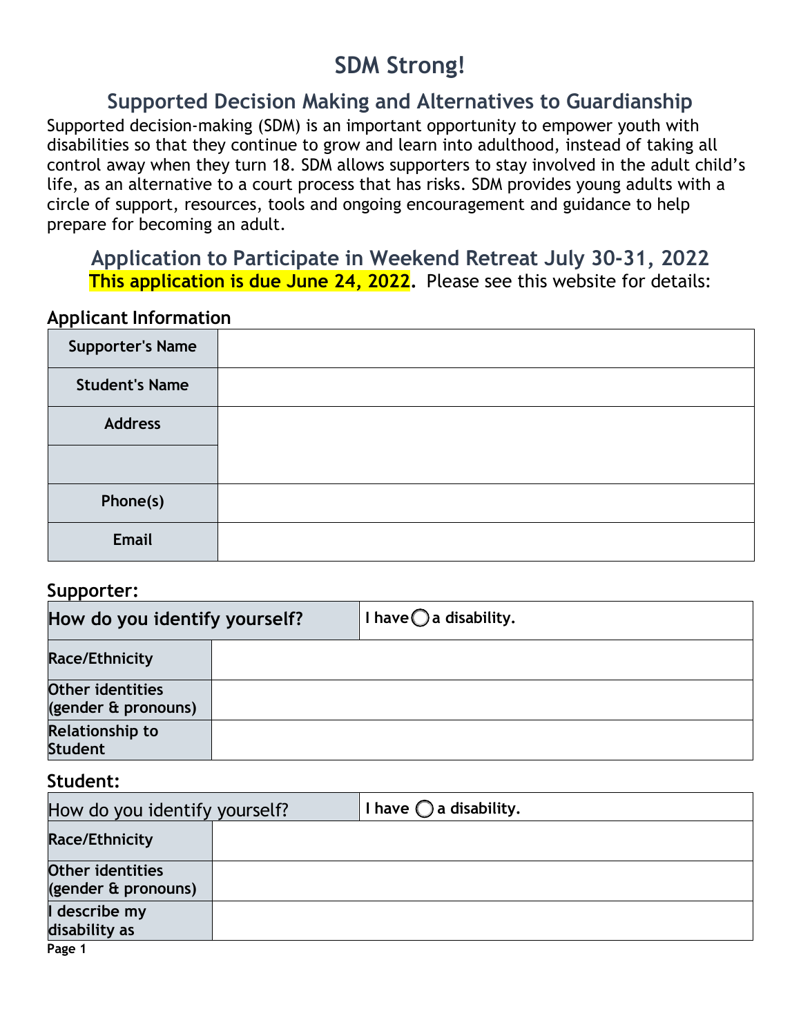# SDM Strong!

## Supported Decision Making and Alternatives to Guardianship

Supported decision-making (SDM) is an important opportunity to empower youth with disabilities so that they continue to grow and learn into adulthood, instead of taking all control away when they turn 18. SDM allows supporters to stay involved in the adult child's life, as an alternative to a court process that has risks. SDM provides young adults with a circle of support, resources, tools and ongoing encouragement and guidance to help prepare for becoming an adult.

## Application to Participate in Weekend Retreat July 30-31, 2022

**This application is due June 24, 2022.** Please see this website for details:

### Applicant Information

| | |
|---|---|
| **Supporter's Name** | |
| **Student's Name** | |
| **Address** | |
| | |
| **Phone(s)** | |
| **Email** | |

### Supporter:

| | |
|---|---|
| **How do you identify yourself?** | **I have ◯ a disability.** |
| **Race/Ethnicity** | |
| **Other identities (gender & pronouns)** | |
| **Relationship to Student** | |

### Student:

| | |
|---|---|
| How do you identify yourself? | **I have ◯ a disability.** |
| **Race/Ethnicity** | |
| **Other identities (gender & pronouns)** | |
| **I describe my disability as** | |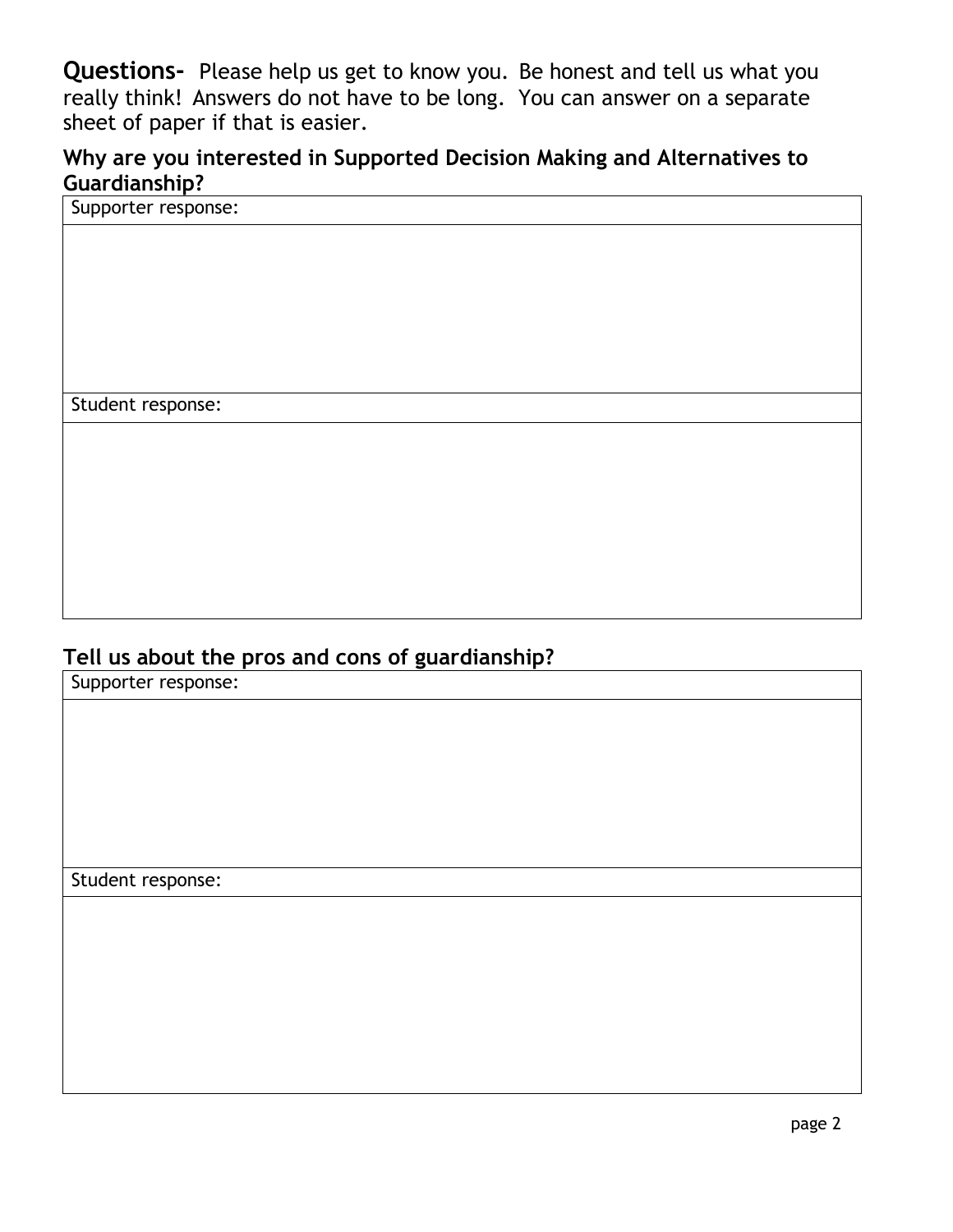**Questions-** Please help us get to know you. Be honest and tell us what you really think! Answers do not have to be long. You can answer on a separate sheet of paper if that is easier.

### Why are you interested in Supported Decision Making and Alternatives to Guardianship?

| |
|---|
| Supporter response: |
| |
| Student response: |
| |

### Tell us about the pros and cons of guardianship?

| |
|---|
| Supporter response: |
| |
| Student response: |
| |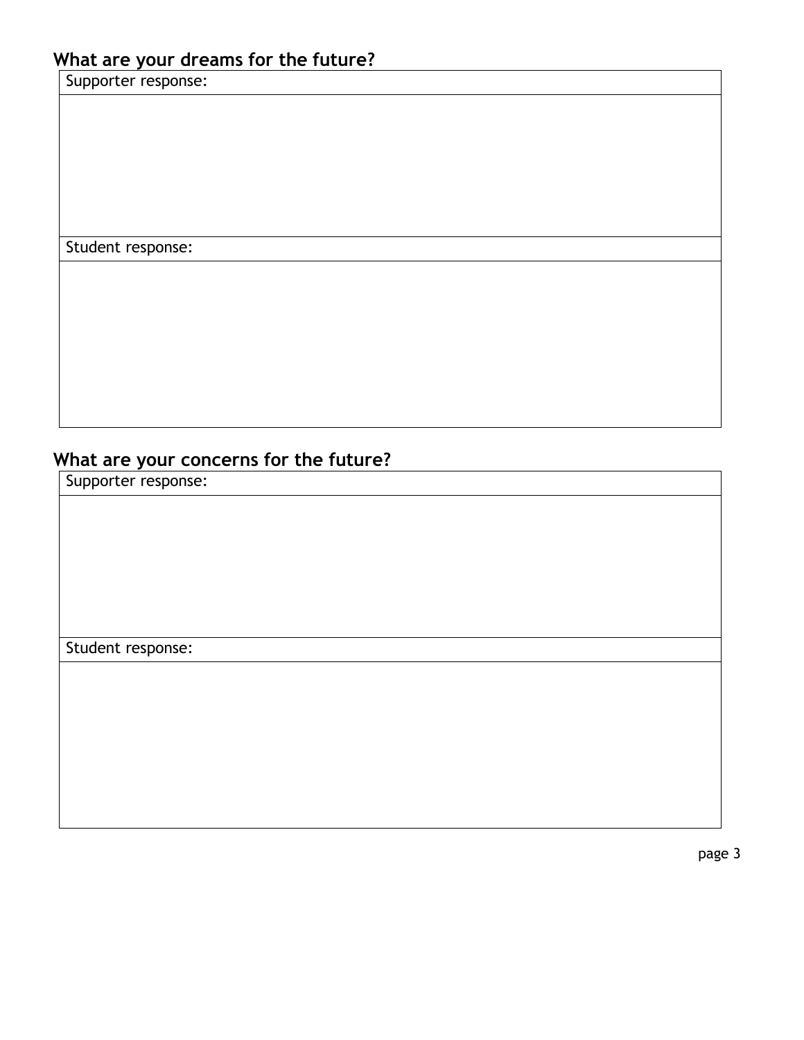## What are your dreams for the future?

| |
|---|
| Supporter response: |
| |
| Student response: |
| |

## What are your concerns for the future?

| |
|---|
| Supporter response: |
| |
| Student response: |
| |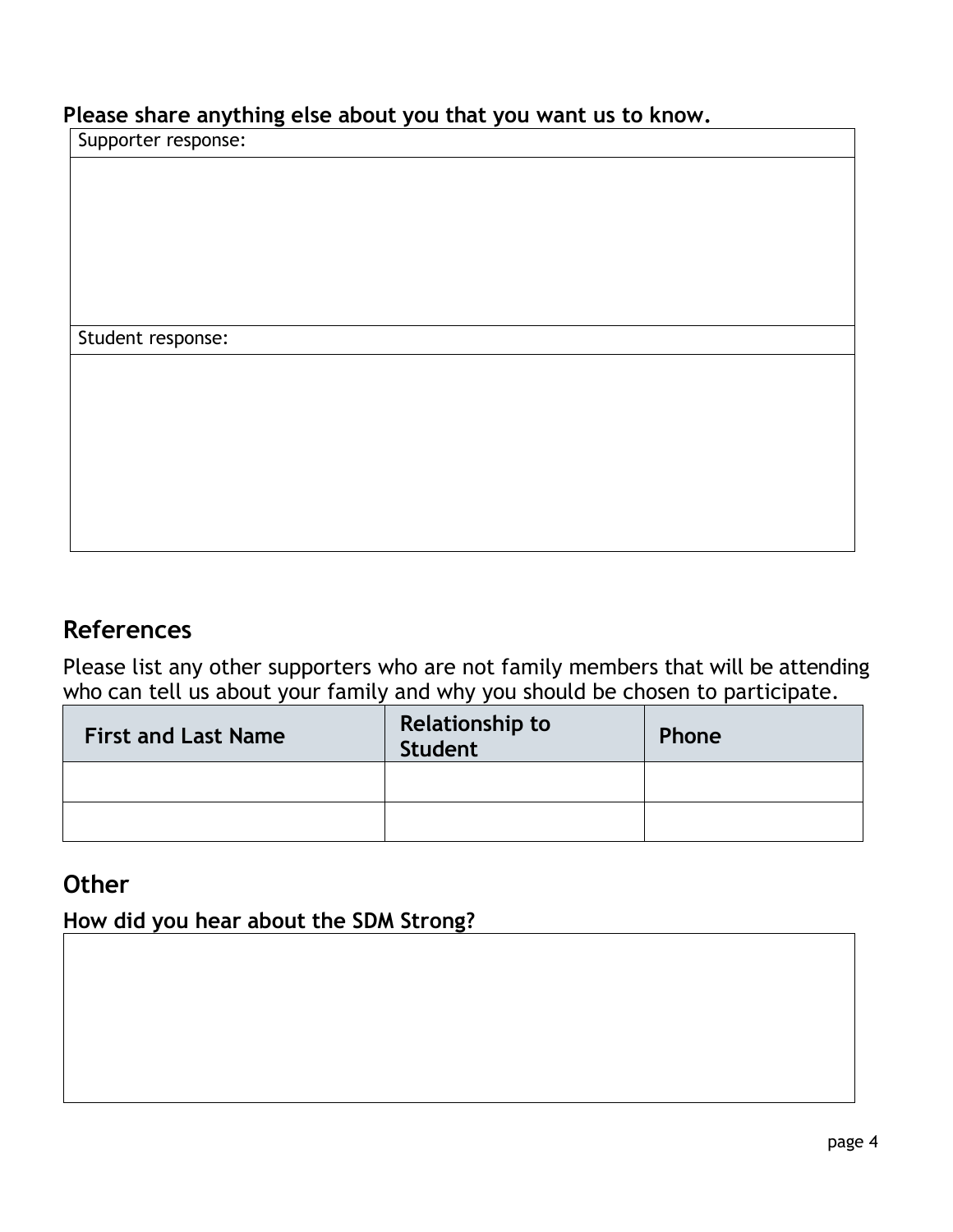**Please share anything else about you that you want us to know.**

| |
|---|
| Supporter response: |
| |
| Student response: |
| |

## References

Please list any other supporters who are not family members that will be attending who can tell us about your family and why you should be chosen to participate.

| First and Last Name | Relationship to Student | Phone |
|---|---|---|
| | | |
| | | |

## Other

**How did you hear about the SDM Strong?**

| |
|---|
| |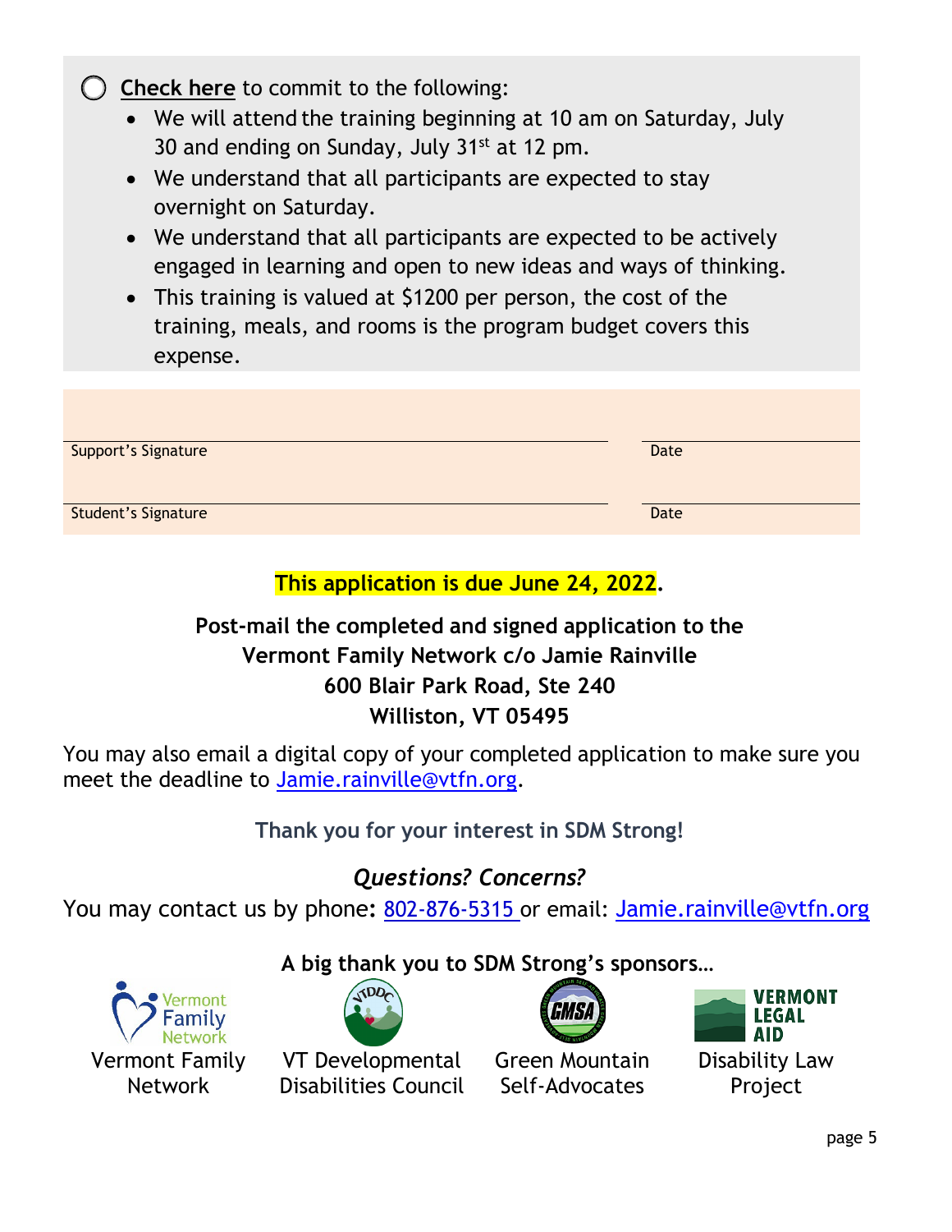◯ **Check here** to commit to the following:

- We will attend the training beginning at 10 am on Saturday, July 30 and ending on Sunday, July 31st at 12 pm.
- We understand that all participants are expected to stay overnight on Saturday.
- We understand that all participants are expected to be actively engaged in learning and open to new ideas and ways of thinking.
- This training is valued at $1200 per person, the cost of the training, meals, and rooms is the program budget covers this expense.

| | |
|---|---|
| Support's Signature | Date |
| Student's Signature | Date |

**This application is due June 24, 2022.**

**Post-mail the completed and signed application to the**
**Vermont Family Network c/o Jamie Rainville**
**600 Blair Park Road, Ste 240**
**Williston, VT 05495**

You may also email a digital copy of your completed application to make sure you meet the deadline to Jamie.rainville@vtfn.org.

**Thank you for your interest in SDM Strong!**

***Questions? Concerns?***

You may contact us by phone**:** 802-876-5315 or email: Jamie.rainville@vtfn.org

**A big thank you to SDM Strong's sponsors…**

Vermont Family Network

VT Developmental Disabilities Council

Green Mountain Self-Advocates

Vermont Legal Aid Disability Law Project